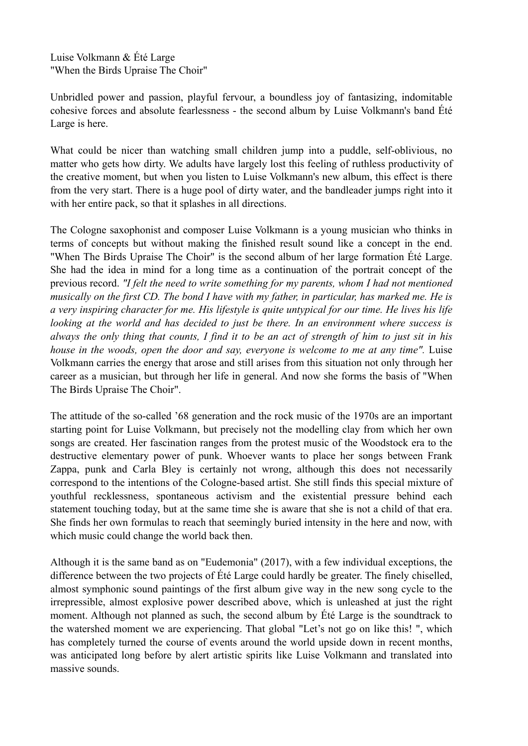Luise Volkmann & Été Large
"When the Birds Upraise The Choir"

Unbridled power and passion, playful fervour, a boundless joy of fantasizing, indomitable cohesive forces and absolute fearlessness - the second album by Luise Volkmann's band Été Large is here.

What could be nicer than watching small children jump into a puddle, self-oblivious, no matter who gets how dirty. We adults have largely lost this feeling of ruthless productivity of the creative moment, but when you listen to Luise Volkmann's new album, this effect is there from the very start. There is a huge pool of dirty water, and the bandleader jumps right into it with her entire pack, so that it splashes in all directions.

The Cologne saxophonist and composer Luise Volkmann is a young musician who thinks in terms of concepts but without making the finished result sound like a concept in the end. "When The Birds Upraise The Choir" is the second album of her large formation Été Large. She had the idea in mind for a long time as a continuation of the portrait concept of the previous record. *"I felt the need to write something for my parents, whom I had not mentioned musically on the first CD. The bond I have with my father, in particular, has marked me. He is a very inspiring character for me. His lifestyle is quite untypical for our time. He lives his life looking at the world and has decided to just be there. In an environment where success is always the only thing that counts, I find it to be an act of strength of him to just sit in his house in the woods, open the door and say, everyone is welcome to me at any time".* Luise Volkmann carries the energy that arose and still arises from this situation not only through her career as a musician, but through her life in general. And now she forms the basis of "When The Birds Upraise The Choir".

The attitude of the so-called '68 generation and the rock music of the 1970s are an important starting point for Luise Volkmann, but precisely not the modelling clay from which her own songs are created. Her fascination ranges from the protest music of the Woodstock era to the destructive elementary power of punk. Whoever wants to place her songs between Frank Zappa, punk and Carla Bley is certainly not wrong, although this does not necessarily correspond to the intentions of the Cologne-based artist. She still finds this special mixture of youthful recklessness, spontaneous activism and the existential pressure behind each statement touching today, but at the same time she is aware that she is not a child of that era. She finds her own formulas to reach that seemingly buried intensity in the here and now, with which music could change the world back then.

Although it is the same band as on "Eudemonia" (2017), with a few individual exceptions, the difference between the two projects of Été Large could hardly be greater. The finely chiselled, almost symphonic sound paintings of the first album give way in the new song cycle to the irrepressible, almost explosive power described above, which is unleashed at just the right moment. Although not planned as such, the second album by Été Large is the soundtrack to the watershed moment we are experiencing. That global "Let's not go on like this! ", which has completely turned the course of events around the world upside down in recent months, was anticipated long before by alert artistic spirits like Luise Volkmann and translated into massive sounds.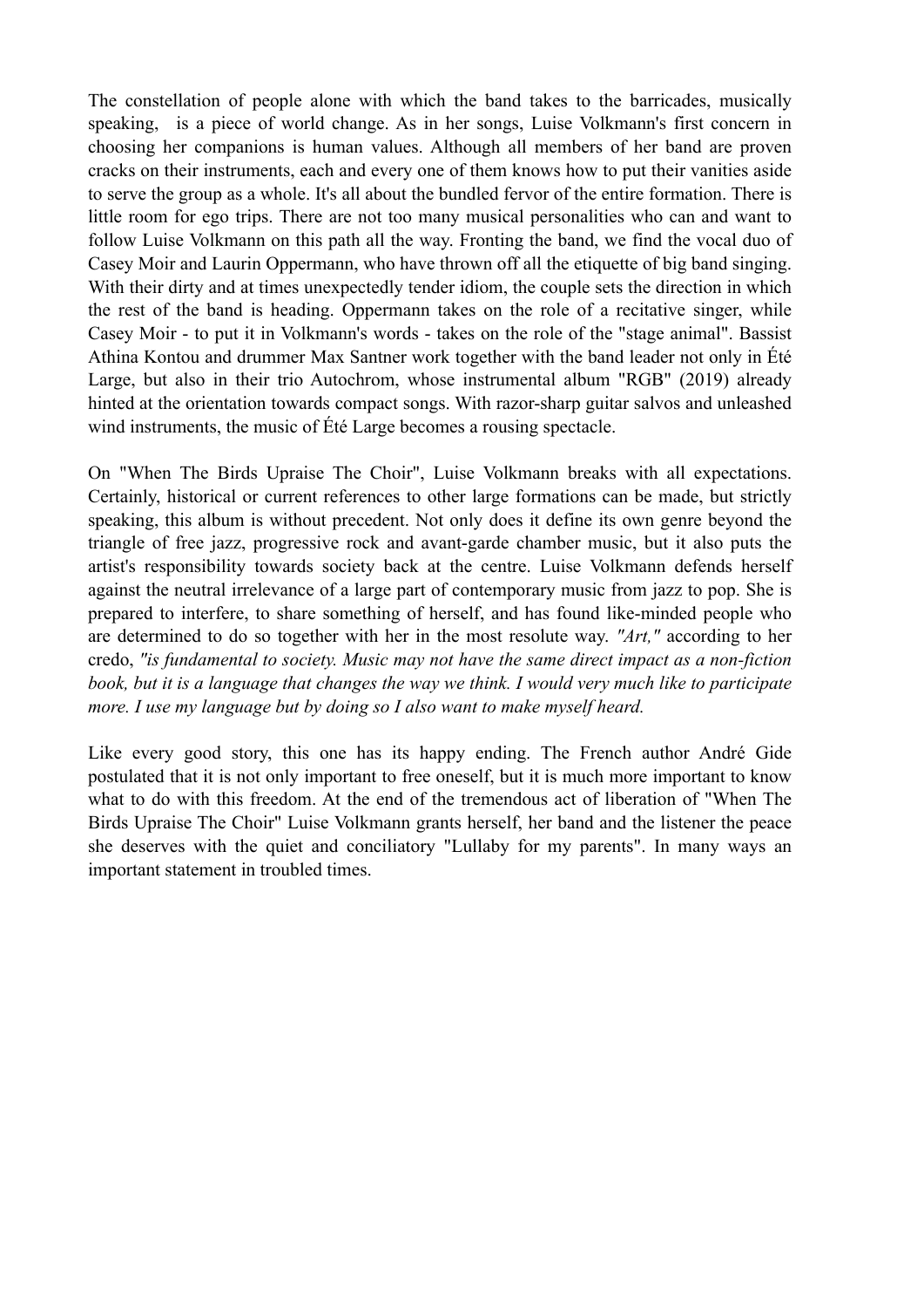The constellation of people alone with which the band takes to the barricades, musically speaking, is a piece of world change. As in her songs, Luise Volkmann's first concern in choosing her companions is human values. Although all members of her band are proven cracks on their instruments, each and every one of them knows how to put their vanities aside to serve the group as a whole. It's all about the bundled fervor of the entire formation. There is little room for ego trips. There are not too many musical personalities who can and want to follow Luise Volkmann on this path all the way. Fronting the band, we find the vocal duo of Casey Moir and Laurin Oppermann, who have thrown off all the etiquette of big band singing. With their dirty and at times unexpectedly tender idiom, the couple sets the direction in which the rest of the band is heading. Oppermann takes on the role of a recitative singer, while Casey Moir - to put it in Volkmann's words - takes on the role of the "stage animal". Bassist Athina Kontou and drummer Max Santner work together with the band leader not only in Été Large, but also in their trio Autochrom, whose instrumental album "RGB" (2019) already hinted at the orientation towards compact songs. With razor-sharp guitar salvos and unleashed wind instruments, the music of Été Large becomes a rousing spectacle.

On "When The Birds Upraise The Choir", Luise Volkmann breaks with all expectations. Certainly, historical or current references to other large formations can be made, but strictly speaking, this album is without precedent. Not only does it define its own genre beyond the triangle of free jazz, progressive rock and avant-garde chamber music, but it also puts the artist's responsibility towards society back at the centre. Luise Volkmann defends herself against the neutral irrelevance of a large part of contemporary music from jazz to pop. She is prepared to interfere, to share something of herself, and has found like-minded people who are determined to do so together with her in the most resolute way. *"Art,"* according to her credo, *"is fundamental to society. Music may not have the same direct impact as a non-fiction book, but it is a language that changes the way we think. I would very much like to participate more. I use my language but by doing so I also want to make myself heard.*

Like every good story, this one has its happy ending. The French author André Gide postulated that it is not only important to free oneself, but it is much more important to know what to do with this freedom. At the end of the tremendous act of liberation of "When The Birds Upraise The Choir" Luise Volkmann grants herself, her band and the listener the peace she deserves with the quiet and conciliatory "Lullaby for my parents". In many ways an important statement in troubled times.